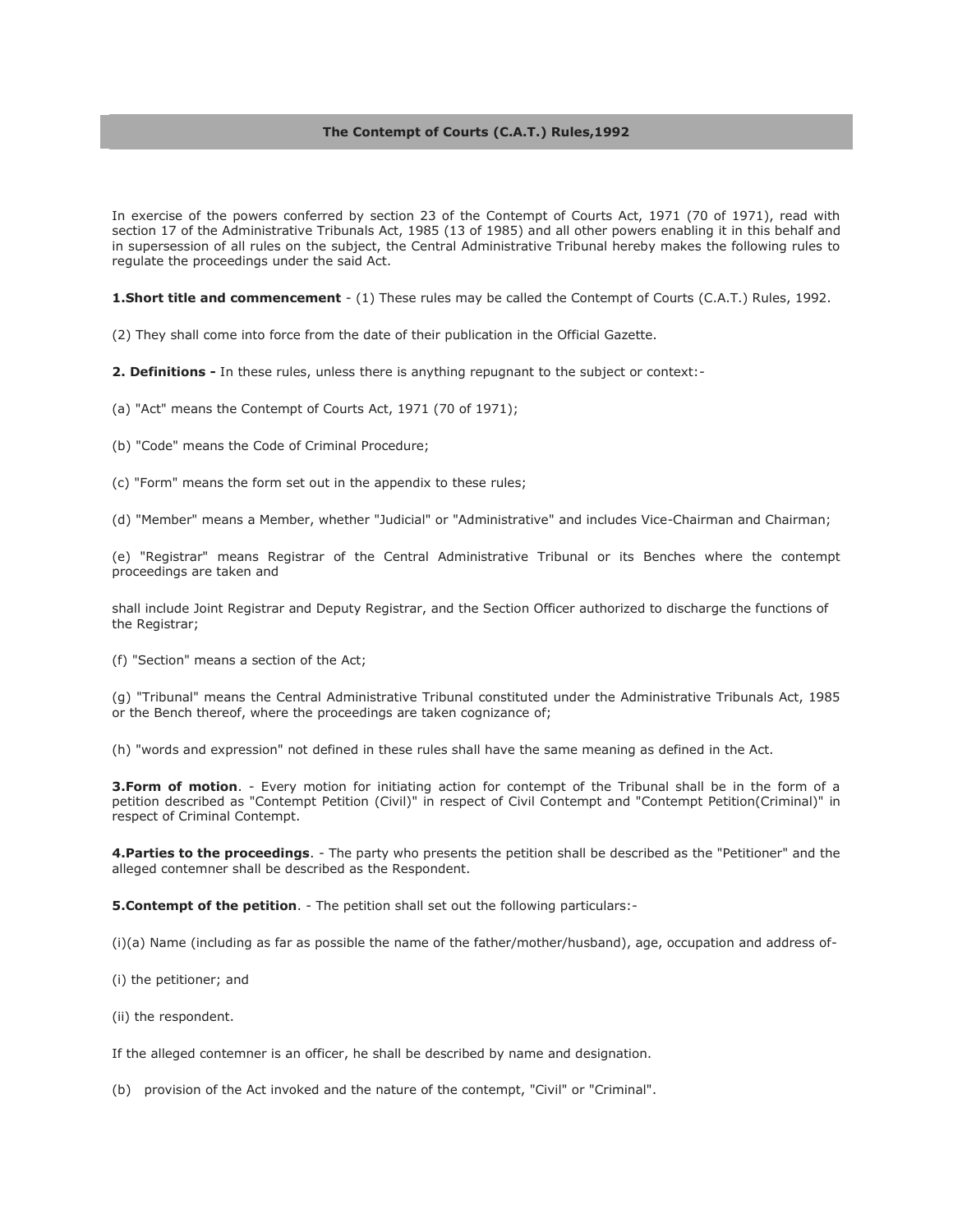# The Contempt of Courts (C.A.T.) Rules,1992

In exercise of the powers conferred by section 23 of the Contempt of Courts Act, 1971 (70 of 1971), read with section 17 of the Administrative Tribunals Act, 1985 (13 of 1985) and all other powers enabling it in this behalf and in supersession of all rules on the subject, the Central Administrative Tribunal hereby makes the following rules to regulate the proceedings under the said Act.

**1.Short title and commencement** - (1) These rules may be called the Contempt of Courts (C.A.T.) Rules, 1992.

(2) They shall come into force from the date of their publication in the Official Gazette.

**2. Definitions -** In these rules, unless there is anything repugnant to the subject or context:-

(a) "Act" means the Contempt of Courts Act, 1971 (70 of 1971);

(b) "Code" means the Code of Criminal Procedure;

(c) "Form" means the form set out in the appendix to these rules;

(d) "Member" means a Member, whether "Judicial" or "Administrative" and includes Vice-Chairman and Chairman;

(e) "Registrar" means Registrar of the Central Administrative Tribunal or its Benches where the contempt proceedings are taken and

shall include Joint Registrar and Deputy Registrar, and the Section Officer authorized to discharge the functions of the Registrar;

(f) "Section" means a section of the Act;

(g) "Tribunal" means the Central Administrative Tribunal constituted under the Administrative Tribunals Act, 1985 or the Bench thereof, where the proceedings are taken cognizance of;

(h) "words and expression" not defined in these rules shall have the same meaning as defined in the Act.

**3.Form of motion**. - Every motion for initiating action for contempt of the Tribunal shall be in the form of a petition described as "Contempt Petition (Civil)" in respect of Civil Contempt and "Contempt Petition(Criminal)" in respect of Criminal Contempt.

**4.Parties to the proceedings**. - The party who presents the petition shall be described as the "Petitioner" and the alleged contemner shall be described as the Respondent.

**5.Contempt of the petition**. - The petition shall set out the following particulars:-

(i)(a) Name (including as far as possible the name of the father/mother/husband), age, occupation and address of-

(i) the petitioner; and

(ii) the respondent.

If the alleged contemner is an officer, he shall be described by name and designation.

(b) provision of the Act invoked and the nature of the contempt, "Civil" or "Criminal".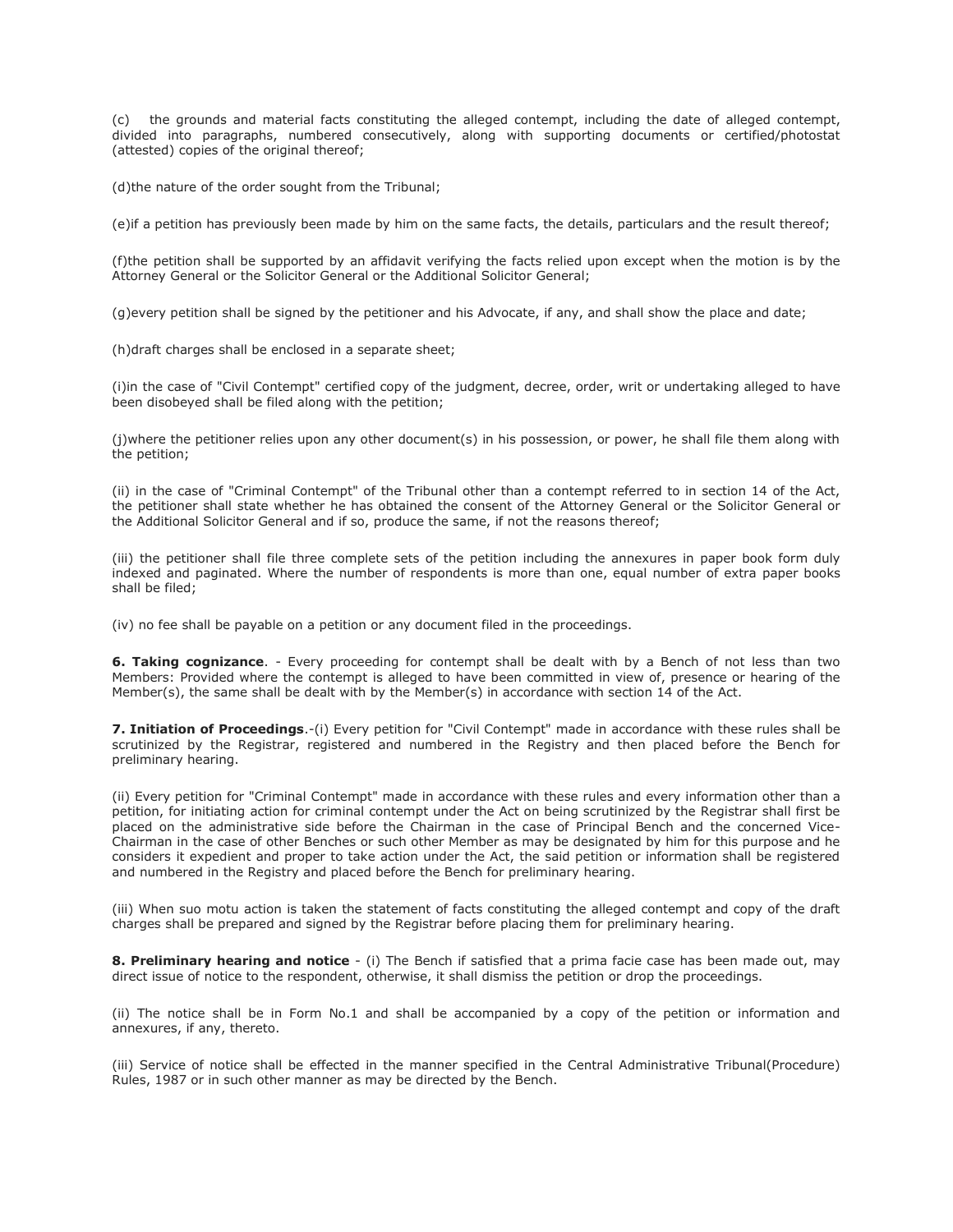(c) the grounds and material facts constituting the alleged contempt, including the date of alleged contempt, divided into paragraphs, numbered consecutively, along with supporting documents or certified/photostat (attested) copies of the original thereof;

(d)the nature of the order sought from the Tribunal;

(e)if a petition has previously been made by him on the same facts, the details, particulars and the result thereof;

(f)the petition shall be supported by an affidavit verifying the facts relied upon except when the motion is by the Attorney General or the Solicitor General or the Additional Solicitor General;

(g)every petition shall be signed by the petitioner and his Advocate, if any, and shall show the place and date;

(h)draft charges shall be enclosed in a separate sheet;

(i)in the case of "Civil Contempt" certified copy of the judgment, decree, order, writ or undertaking alleged to have been disobeyed shall be filed along with the petition;

(j)where the petitioner relies upon any other document(s) in his possession, or power, he shall file them along with the petition;

(ii) in the case of "Criminal Contempt" of the Tribunal other than a contempt referred to in section 14 of the Act, the petitioner shall state whether he has obtained the consent of the Attorney General or the Solicitor General or the Additional Solicitor General and if so, produce the same, if not the reasons thereof;

(iii) the petitioner shall file three complete sets of the petition including the annexures in paper book form duly indexed and paginated. Where the number of respondents is more than one, equal number of extra paper books shall be filed;

(iv) no fee shall be payable on a petition or any document filed in the proceedings.

**6. Taking cognizance**. - Every proceeding for contempt shall be dealt with by a Bench of not less than two Members: Provided where the contempt is alleged to have been committed in view of, presence or hearing of the Member(s), the same shall be dealt with by the Member(s) in accordance with section 14 of the Act.

**7. Initiation of Proceedings**.-(i) Every petition for "Civil Contempt" made in accordance with these rules shall be scrutinized by the Registrar, registered and numbered in the Registry and then placed before the Bench for preliminary hearing.

(ii) Every petition for "Criminal Contempt" made in accordance with these rules and every information other than a petition, for initiating action for criminal contempt under the Act on being scrutinized by the Registrar shall first be placed on the administrative side before the Chairman in the case of Principal Bench and the concerned Vice-Chairman in the case of other Benches or such other Member as may be designated by him for this purpose and he considers it expedient and proper to take action under the Act, the said petition or information shall be registered and numbered in the Registry and placed before the Bench for preliminary hearing.

(iii) When suo motu action is taken the statement of facts constituting the alleged contempt and copy of the draft charges shall be prepared and signed by the Registrar before placing them for preliminary hearing.

**8. Preliminary hearing and notice** - (i) The Bench if satisfied that a prima facie case has been made out, may direct issue of notice to the respondent, otherwise, it shall dismiss the petition or drop the proceedings.

(ii) The notice shall be in Form No.1 and shall be accompanied by a copy of the petition or information and annexures, if any, thereto.

(iii) Service of notice shall be effected in the manner specified in the Central Administrative Tribunal(Procedure) Rules, 1987 or in such other manner as may be directed by the Bench.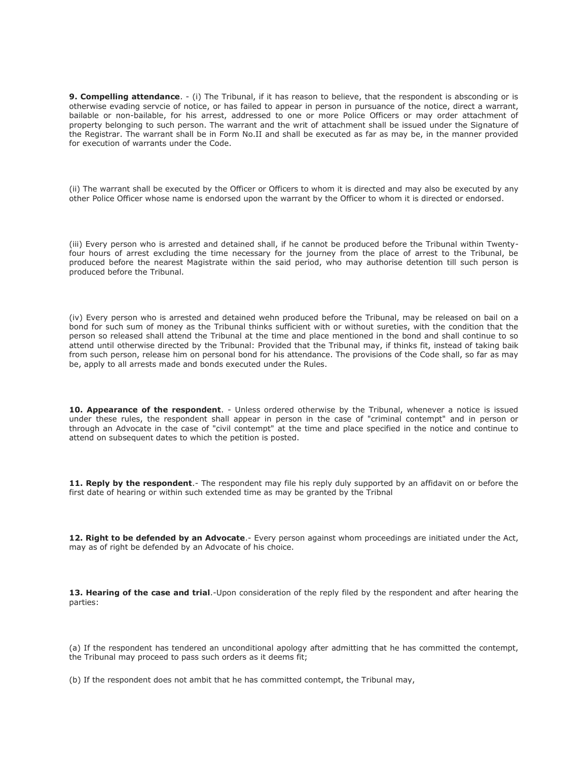**9. Compelling attendance**. - (i) The Tribunal, if it has reason to believe, that the respondent is absconding or is otherwise evading servcie of notice, or has failed to appear in person in pursuance of the notice, direct a warrant, bailable or non-bailable, for his arrest, addressed to one or more Police Officers or may order attachment of property belonging to such person. The warrant and the writ of attachment shall be issued under the Signature of the Registrar. The warrant shall be in Form No.II and shall be executed as far as may be, in the manner provided for execution of warrants under the Code.

(ii) The warrant shall be executed by the Officer or Officers to whom it is directed and may also be executed by any other Police Officer whose name is endorsed upon the warrant by the Officer to whom it is directed or endorsed.

(iii) Every person who is arrested and detained shall, if he cannot be produced before the Tribunal within Twenty-four hours of arrest excluding the time necessary for the journey from the place of arrest to the Tribunal, be produced before the nearest Magistrate within the said period, who may authorise detention till such person is produced before the Tribunal.

(iv) Every person who is arrested and detained wehn produced before the Tribunal, may be released on bail on a bond for such sum of money as the Tribunal thinks sufficient with or without sureties, with the condition that the person so released shall attend the Tribunal at the time and place mentioned in the bond and shall continue to so attend until otherwise directed by the Tribunal: Provided that the Tribunal may, if thinks fit, instead of taking baik from such person, release him on personal bond for his attendance. The provisions of the Code shall, so far as may be, apply to all arrests made and bonds executed under the Rules.

**10. Appearance of the respondent**. - Unless ordered otherwise by the Tribunal, whenever a notice is issued under these rules, the respondent shall appear in person in the case of "criminal contempt" and in person or through an Advocate in the case of "civil contempt" at the time and place specified in the notice and continue to attend on subsequent dates to which the petition is posted.

**11. Reply by the respondent**.- The respondent may file his reply duly supported by an affidavit on or before the first date of hearing or within such extended time as may be granted by the Tribnal

**12. Right to be defended by an Advocate**.- Every person against whom proceedings are initiated under the Act, may as of right be defended by an Advocate of his choice.

**13. Hearing of the case and trial**.-Upon consideration of the reply filed by the respondent and after hearing the parties:

(a) If the respondent has tendered an unconditional apology after admitting that he has committed the contempt, the Tribunal may proceed to pass such orders as it deems fit;

(b) If the respondent does not ambit that he has committed contempt, the Tribunal may,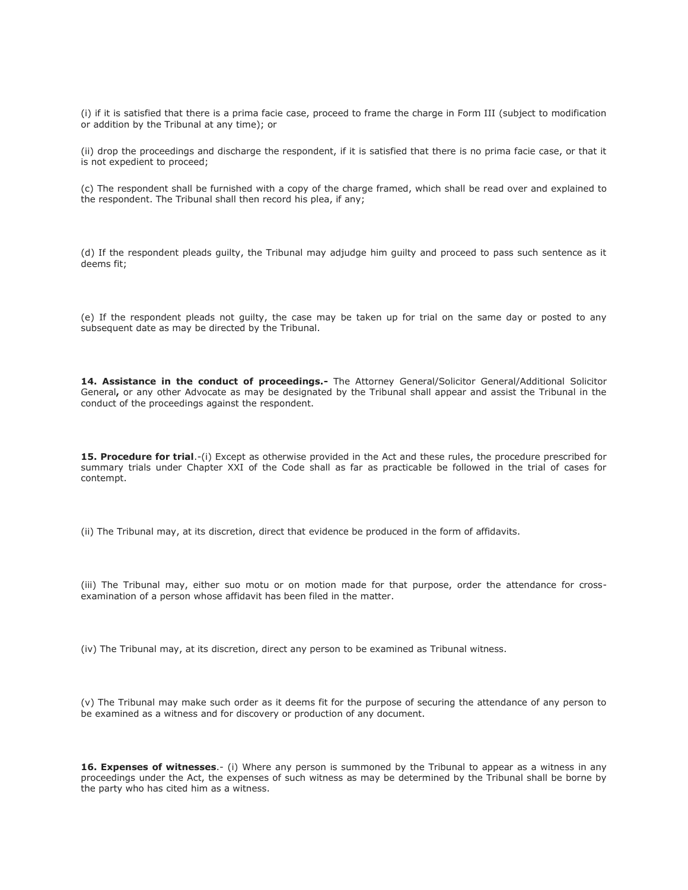(i) if it is satisfied that there is a prima facie case, proceed to frame the charge in Form III (subject to modification or addition by the Tribunal at any time); or

(ii) drop the proceedings and discharge the respondent, if it is satisfied that there is no prima facie case, or that it is not expedient to proceed;

(c) The respondent shall be furnished with a copy of the charge framed, which shall be read over and explained to the respondent. The Tribunal shall then record his plea, if any;

(d) If the respondent pleads guilty, the Tribunal may adjudge him guilty and proceed to pass such sentence as it deems fit;

(e) If the respondent pleads not guilty, the case may be taken up for trial on the same day or posted to any subsequent date as may be directed by the Tribunal.

**14. Assistance in the conduct of proceedings.-** The Attorney General/Solicitor General/Additional Solicitor General**,** or any other Advocate as may be designated by the Tribunal shall appear and assist the Tribunal in the conduct of the proceedings against the respondent.

**15. Procedure for trial**.-(i) Except as otherwise provided in the Act and these rules, the procedure prescribed for summary trials under Chapter XXI of the Code shall as far as practicable be followed in the trial of cases for contempt.

(ii) The Tribunal may, at its discretion, direct that evidence be produced in the form of affidavits.

(iii) The Tribunal may, either suo motu or on motion made for that purpose, order the attendance for cross-examination of a person whose affidavit has been filed in the matter.

(iv) The Tribunal may, at its discretion, direct any person to be examined as Tribunal witness.

(v) The Tribunal may make such order as it deems fit for the purpose of securing the attendance of any person to be examined as a witness and for discovery or production of any document.

**16. Expenses of witnesses**.- (i) Where any person is summoned by the Tribunal to appear as a witness in any proceedings under the Act, the expenses of such witness as may be determined by the Tribunal shall be borne by the party who has cited him as a witness.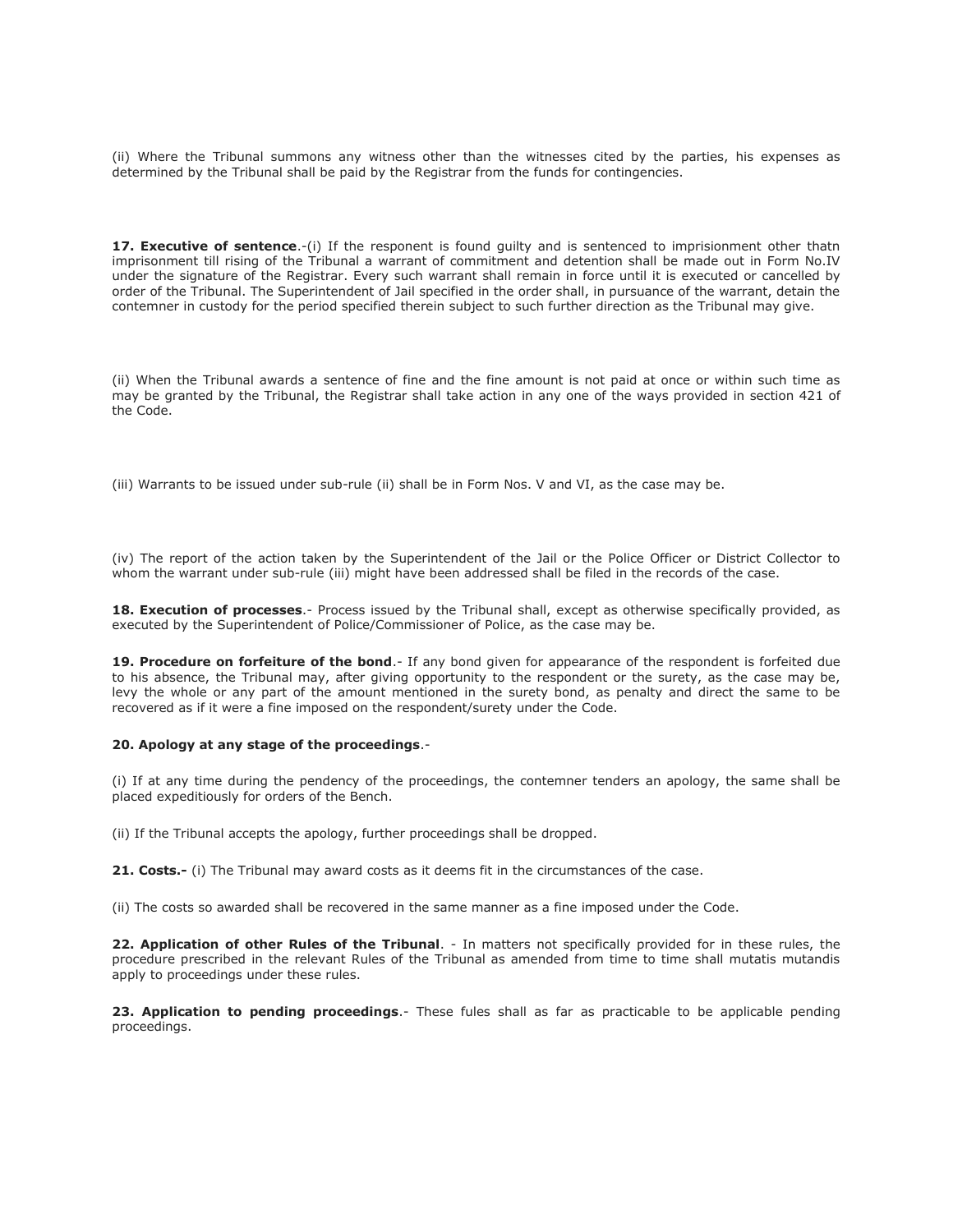(ii) Where the Tribunal summons any witness other than the witnesses cited by the parties, his expenses as determined by the Tribunal shall be paid by the Registrar from the funds for contingencies.

**17. Executive of sentence**.-(i) If the responent is found guilty and is sentenced to imprisionment other thatn imprisonment till rising of the Tribunal a warrant of commitment and detention shall be made out in Form No.IV under the signature of the Registrar. Every such warrant shall remain in force until it is executed or cancelled by order of the Tribunal. The Superintendent of Jail specified in the order shall, in pursuance of the warrant, detain the contemner in custody for the period specified therein subject to such further direction as the Tribunal may give.

(ii) When the Tribunal awards a sentence of fine and the fine amount is not paid at once or within such time as may be granted by the Tribunal, the Registrar shall take action in any one of the ways provided in section 421 of the Code.

(iii) Warrants to be issued under sub-rule (ii) shall be in Form Nos. V and VI, as the case may be.

(iv) The report of the action taken by the Superintendent of the Jail or the Police Officer or District Collector to whom the warrant under sub-rule (iii) might have been addressed shall be filed in the records of the case.

**18. Execution of processes**.- Process issued by the Tribunal shall, except as otherwise specifically provided, as executed by the Superintendent of Police/Commissioner of Police, as the case may be.

**19. Procedure on forfeiture of the bond**.- If any bond given for appearance of the respondent is forfeited due to his absence, the Tribunal may, after giving opportunity to the respondent or the surety, as the case may be, levy the whole or any part of the amount mentioned in the surety bond, as penalty and direct the same to be recovered as if it were a fine imposed on the respondent/surety under the Code.

**20. Apology at any stage of the proceedings**.-

(i) If at any time during the pendency of the proceedings, the contemner tenders an apology, the same shall be placed expeditiously for orders of the Bench.

(ii) If the Tribunal accepts the apology, further proceedings shall be dropped.

**21. Costs.-** (i) The Tribunal may award costs as it deems fit in the circumstances of the case.

(ii) The costs so awarded shall be recovered in the same manner as a fine imposed under the Code.

**22. Application of other Rules of the Tribunal**. - In matters not specifically provided for in these rules, the procedure prescribed in the relevant Rules of the Tribunal as amended from time to time shall mutatis mutandis apply to proceedings under these rules.

**23. Application to pending proceedings**.- These fules shall as far as practicable to be applicable pending proceedings.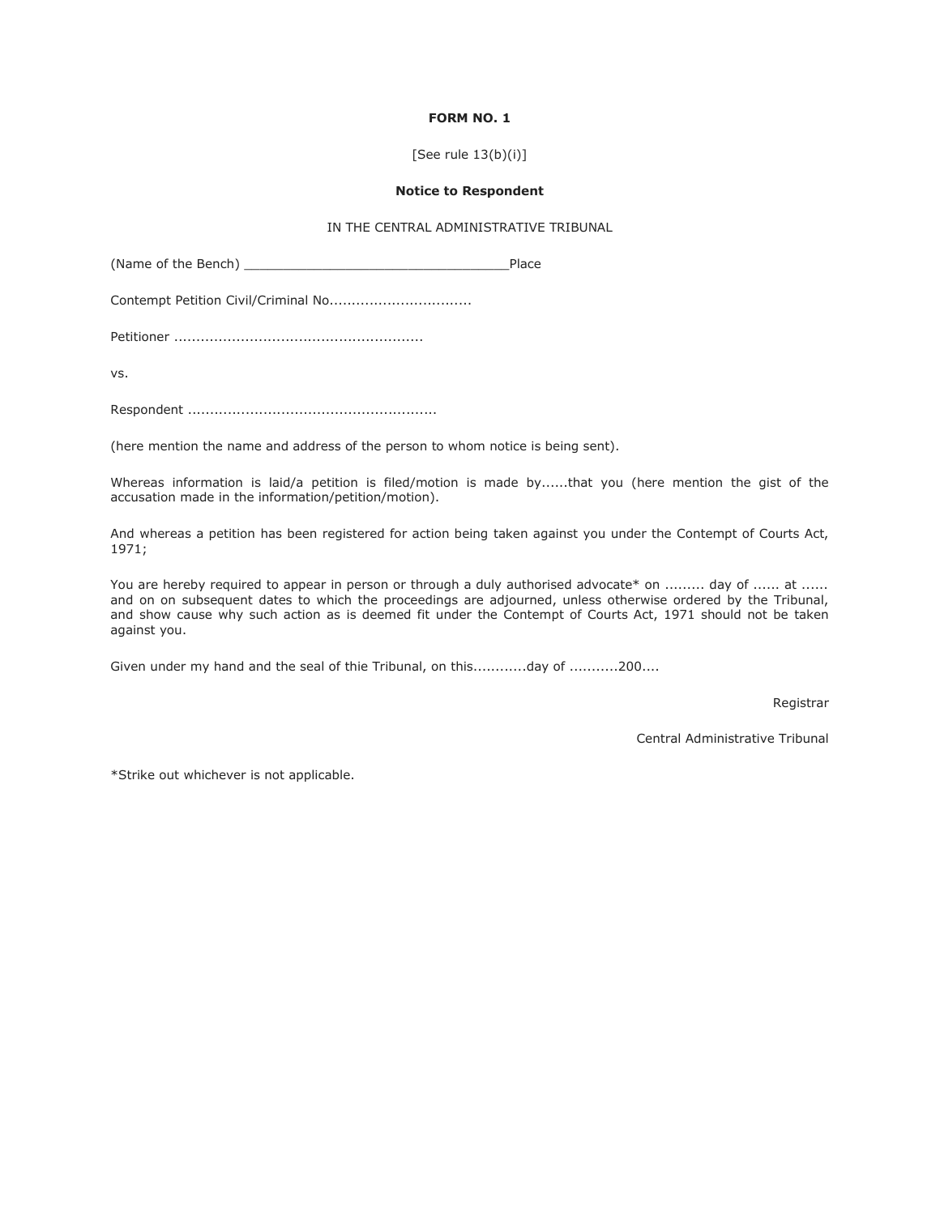**FORM NO. 1**

[See rule 13(b)(i)]

**Notice to Respondent**

IN THE CENTRAL ADMINISTRATIVE TRIBUNAL

(Name of the Bench) _________________________________Place

Contempt Petition Civil/Criminal No................................

Petitioner .......................................................

vs.

Respondent .......................................................

(here mention the name and address of the person to whom notice is being sent).

Whereas information is laid/a petition is filed/motion is made by......that you (here mention the gist of the accusation made in the information/petition/motion).

And whereas a petition has been registered for action being taken against you under the Contempt of Courts Act, 1971;

You are hereby required to appear in person or through a duly authorised advocate* on ......... day of ...... at ...... and on on subsequent dates to which the proceedings are adjourned, unless otherwise ordered by the Tribunal, and show cause why such action as is deemed fit under the Contempt of Courts Act, 1971 should not be taken against you.

Given under my hand and the seal of thie Tribunal, on this............day of ...........200....

Registrar

Central Administrative Tribunal

*Strike out whichever is not applicable.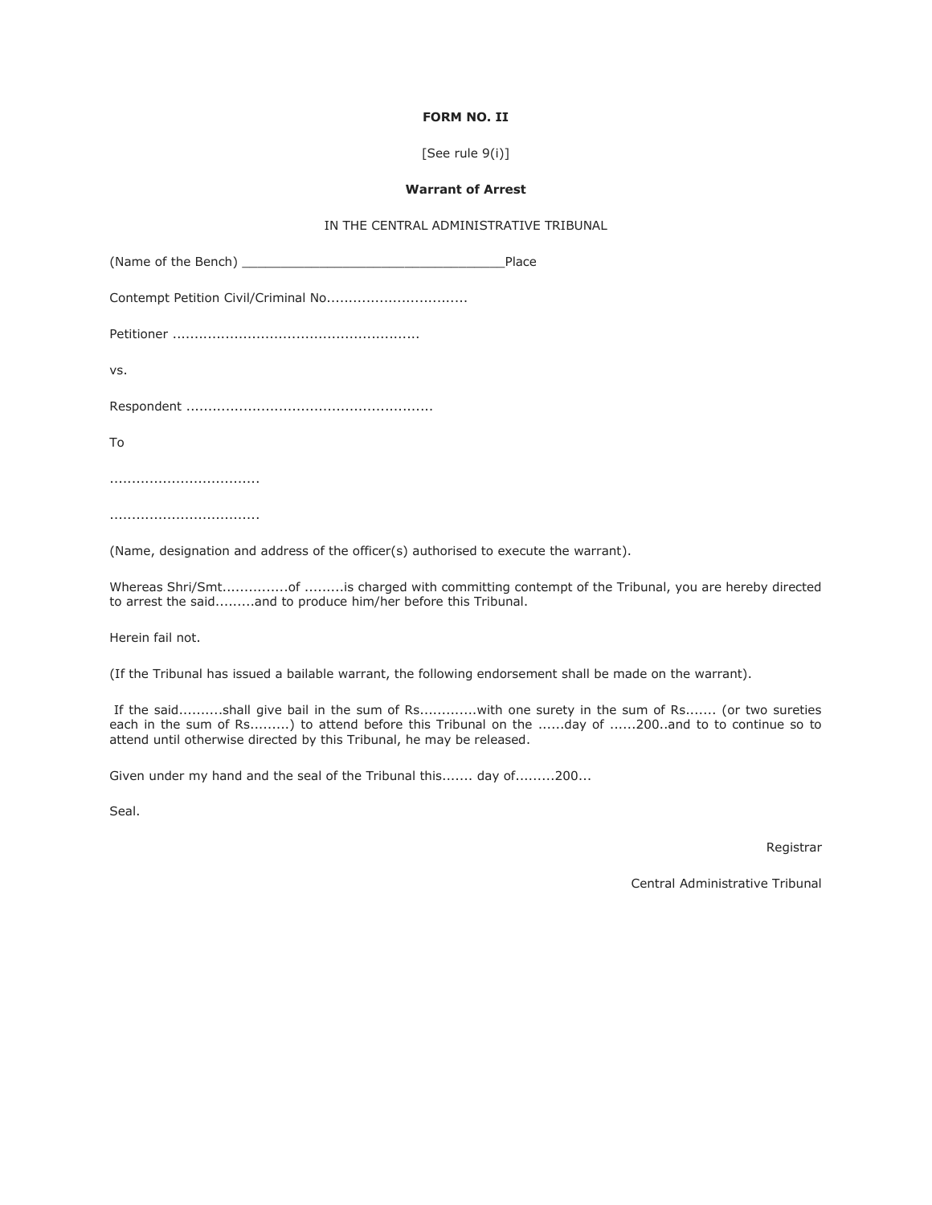**FORM NO. II**

[See rule 9(i)]

**Warrant of Arrest**

IN THE CENTRAL ADMINISTRATIVE TRIBUNAL

(Name of the Bench) ___________________________________Place

Contempt Petition Civil/Criminal No................................

Petitioner .......................................................

vs.

Respondent .......................................................

To

.................................

.................................

(Name, designation and address of the officer(s) authorised to execute the warrant).

Whereas Shri/Smt..............of .........is charged with committing contempt of the Tribunal, you are hereby directed to arrest the said.........and to produce him/her before this Tribunal.

Herein fail not.

(If the Tribunal has issued a bailable warrant, the following endorsement shall be made on the warrant).

If the said..........shall give bail in the sum of Rs............with one surety in the sum of Rs....... (or two sureties each in the sum of Rs.........) to attend before this Tribunal on the ......day of ......200..and to to continue so to attend until otherwise directed by this Tribunal, he may be released.

Given under my hand and the seal of the Tribunal this....... day of.........200...

Seal.

Registrar

Central Administrative Tribunal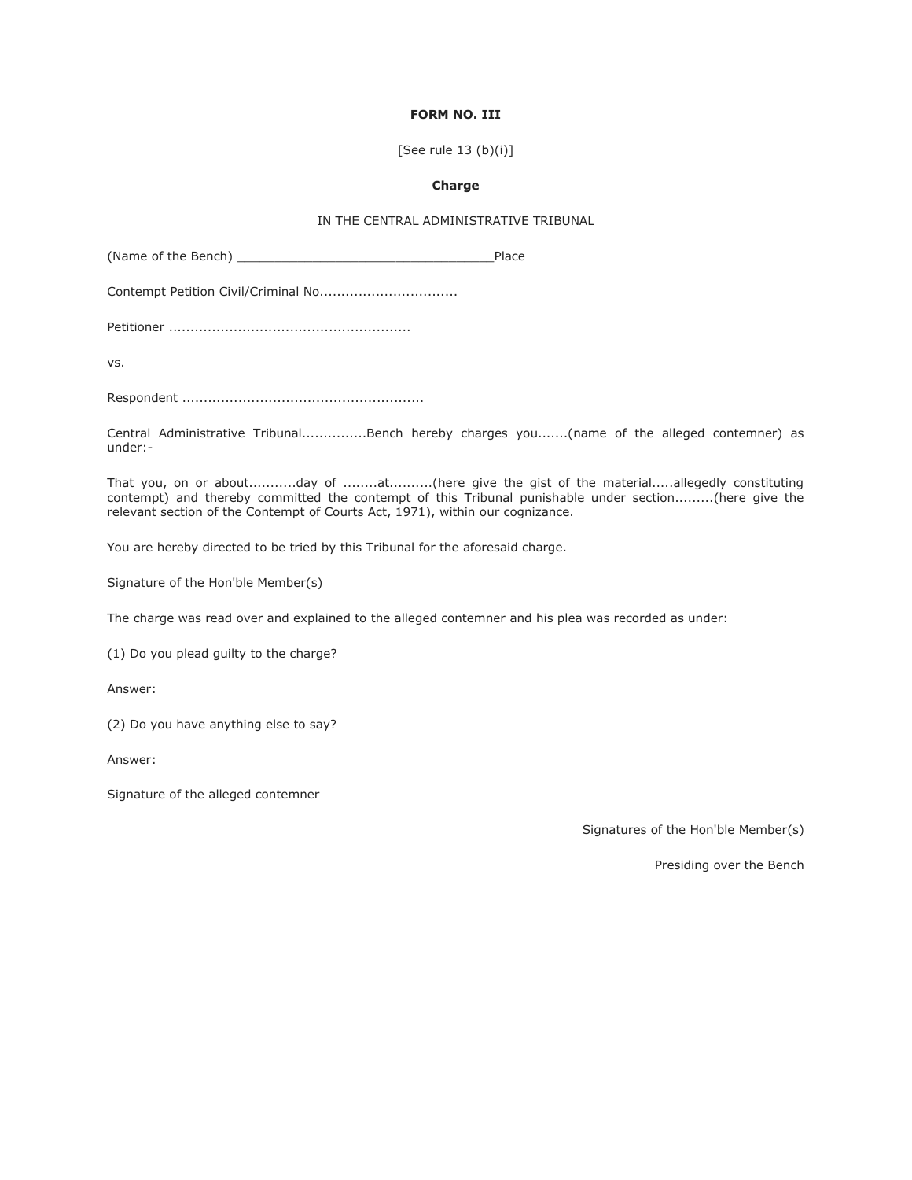**FORM NO. III**

[See rule 13 (b)(i)]

**Charge**

IN THE CENTRAL ADMINISTRATIVE TRIBUNAL

(Name of the Bench) ________________________________Place

Contempt Petition Civil/Criminal No................................

Petitioner .......................................................

vs.

Respondent .......................................................

Central Administrative Tribunal...............Bench hereby charges you.......(name of the alleged contemner) as under:-

That you, on or about...........day of ........at..........(here give the gist of the material.....allegedly constituting contempt) and thereby committed the contempt of this Tribunal punishable under section.........(here give the relevant section of the Contempt of Courts Act, 1971), within our cognizance.

You are hereby directed to be tried by this Tribunal for the aforesaid charge.

Signature of the Hon'ble Member(s)

The charge was read over and explained to the alleged contemner and his plea was recorded as under:

(1) Do you plead guilty to the charge?

Answer:

(2) Do you have anything else to say?

Answer:

Signature of the alleged contemner

Signatures of the Hon'ble Member(s)

Presiding over the Bench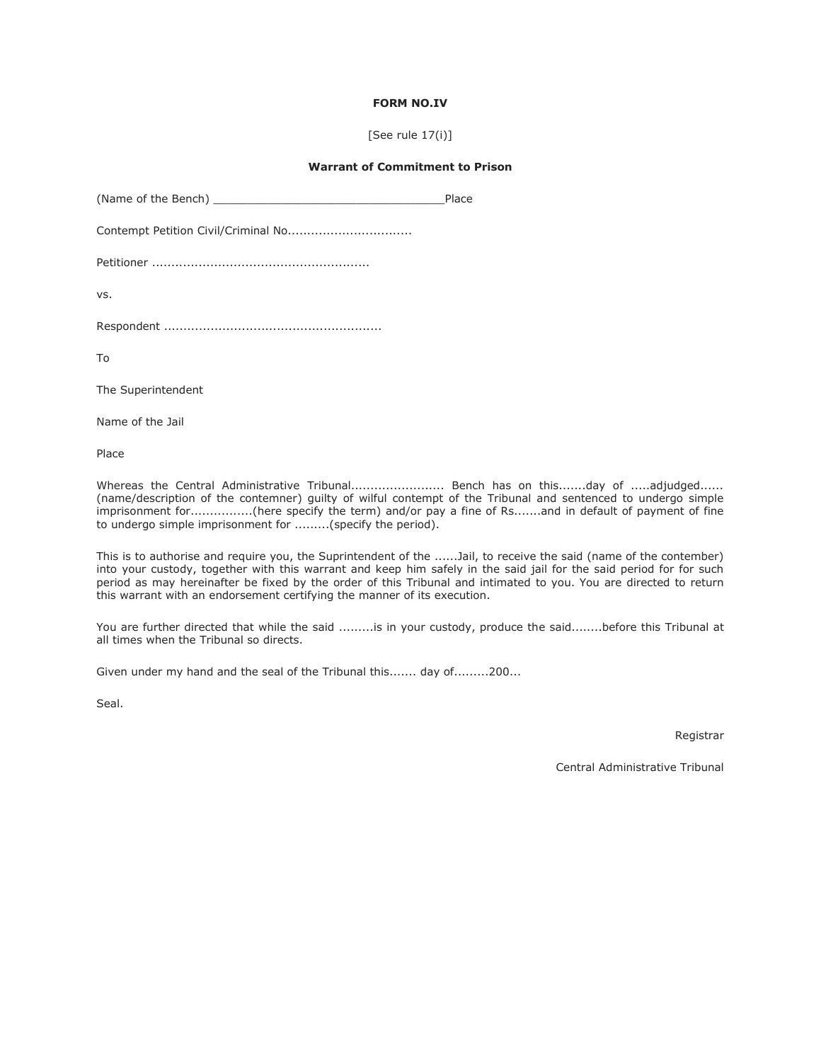**FORM NO.IV**

[See rule 17(i)]

**Warrant of Commitment to Prison**

(Name of the Bench) _________________________________Place

Contempt Petition Civil/Criminal No...............................

Petitioner .......................................................

vs.

Respondent .......................................................

To

The Superintendent

Name of the Jail

Place

Whereas the Central Administrative Tribunal....................... Bench has on this.......day of .....adjudged...... (name/description of the contemner) guilty of wilful contempt of the Tribunal and sentenced to undergo simple imprisonment for................(here specify the term) and/or pay a fine of Rs.......and in default of payment of fine to undergo simple imprisonment for .........(specify the period).

This is to authorise and require you, the Suprintendent of the ......Jail, to receive the said (name of the contember) into your custody, together with this warrant and keep him safely in the said jail for the said period for for such period as may hereinafter be fixed by the order of this Tribunal and intimated to you. You are directed to return this warrant with an endorsement certifying the manner of its execution.

You are further directed that while the said .........is in your custody, produce the said........before this Tribunal at all times when the Tribunal so directs.

Given under my hand and the seal of the Tribunal this....... day of.........200...

Seal.

Registrar

Central Administrative Tribunal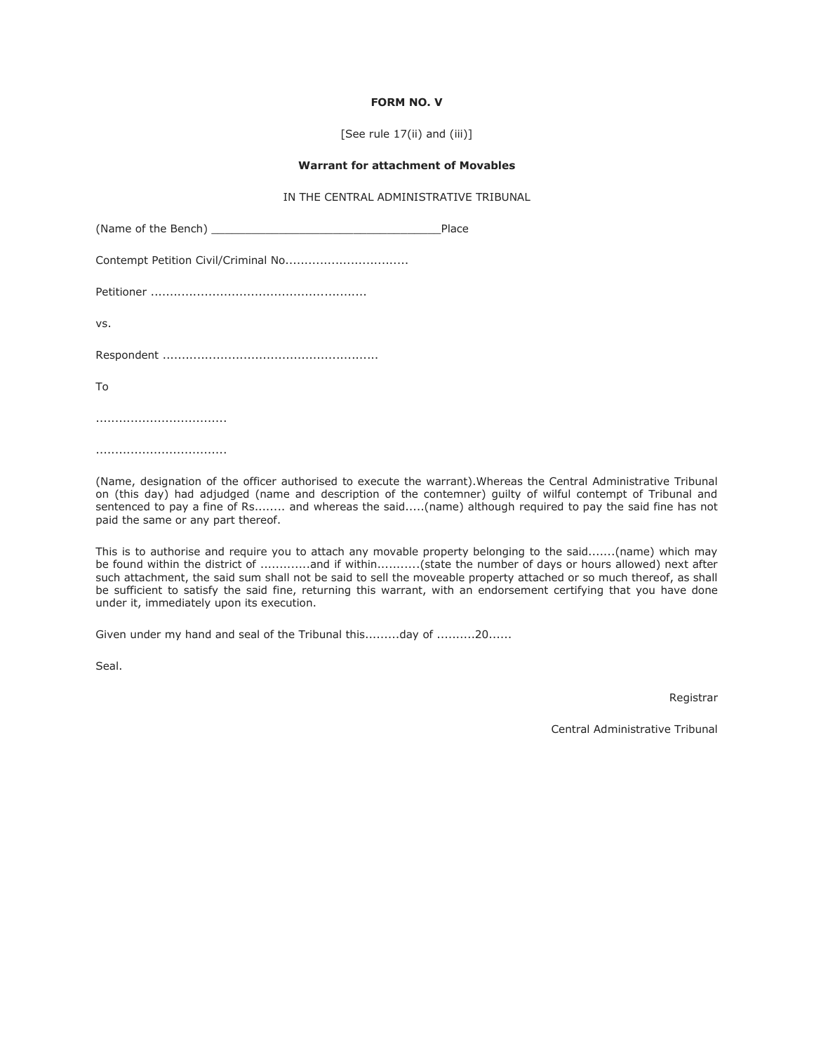**FORM NO. V**

[See rule 17(ii) and (iii)]

**Warrant for attachment of Movables**

IN THE CENTRAL ADMINISTRATIVE TRIBUNAL

(Name of the Bench) __________________________________Place

Contempt Petition Civil/Criminal No................................

Petitioner .......................................................

vs.

Respondent .......................................................

To

.................................

.................................

(Name, designation of the officer authorised to execute the warrant).Whereas the Central Administrative Tribunal on (this day) had adjudged (name and description of the contemner) guilty of wilful contempt of Tribunal and sentenced to pay a fine of Rs........ and whereas the said.....(name) although required to pay the said fine has not paid the same or any part thereof.

This is to authorise and require you to attach any movable property belonging to the said.......(name) which may be found within the district of ............and if within...........(state the number of days or hours allowed) next after such attachment, the said sum shall not be said to sell the moveable property attached or so much thereof, as shall be sufficient to satisfy the said fine, returning this warrant, with an endorsement certifying that you have done under it, immediately upon its execution.

Given under my hand and seal of the Tribunal this.........day of ..........20......

Seal.

Registrar

Central Administrative Tribunal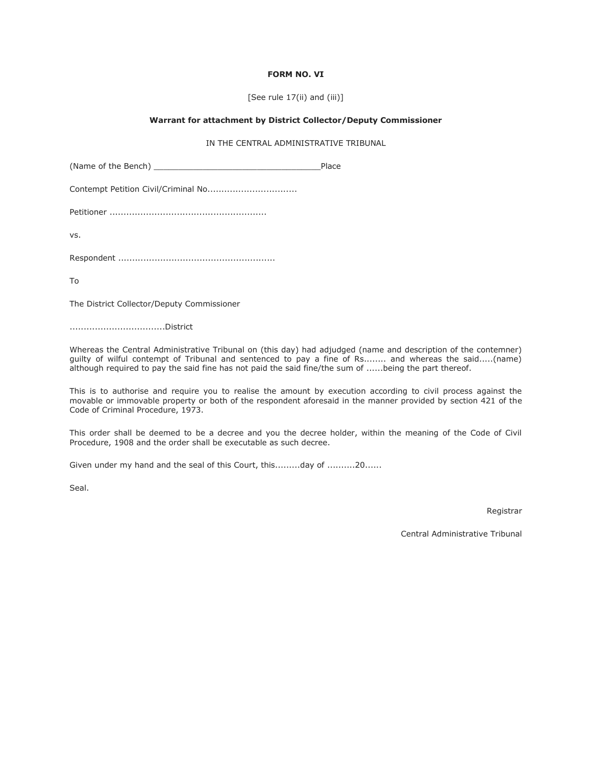**FORM NO. VI**

[See rule 17(ii) and (iii)]

**Warrant for attachment by District Collector/Deputy Commissioner**

IN THE CENTRAL ADMINISTRATIVE TRIBUNAL

(Name of the Bench) ________________________________Place

Contempt Petition Civil/Criminal No................................

Petitioner .......................................................

vs.

Respondent .......................................................

To

The District Collector/Deputy Commissioner

.................................District

Whereas the Central Administrative Tribunal on (this day) had adjudged (name and description of the contemner) guilty of wilful contempt of Tribunal and sentenced to pay a fine of Rs........ and whereas the said.....(name) although required to pay the said fine has not paid the said fine/the sum of ......being the part thereof.

This is to authorise and require you to realise the amount by execution according to civil process against the movable or immovable property or both of the respondent aforesaid in the manner provided by section 421 of the Code of Criminal Procedure, 1973.

This order shall be deemed to be a decree and you the decree holder, within the meaning of the Code of Civil Procedure, 1908 and the order shall be executable as such decree.

Given under my hand and the seal of this Court, this.........day of ..........20......

Seal.

Registrar

Central Administrative Tribunal